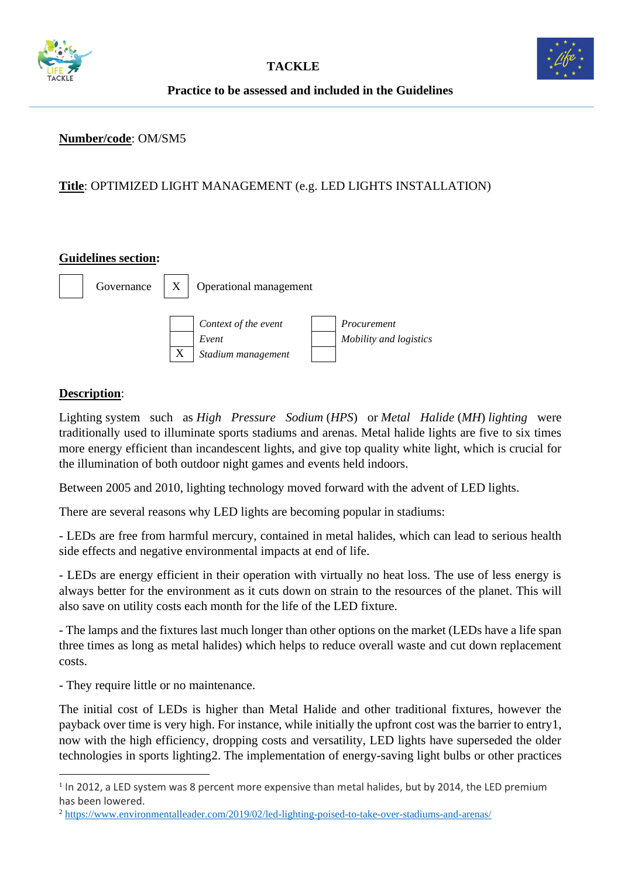**TACKLE**

**Practice to be assessed and included in the Guidelines**

**Number/code**: OM/SM5

**Title**: OPTIMIZED LIGHT MANAGEMENT (e.g. LED LIGHTS INSTALLATION)

**Guidelines section:**

| | | | |
|---|---|---|---|
| [ ] | Governance | [X] | Operational management |

| | | | |
|---|---|---|---|
| [ ] | *Context of the event* | [ ] | *Procurement* |
| [ ] | *Event* | [ ] | *Mobility and logistics* |
| [X] | *Stadium management* | [ ] | |

**Description**:

Lighting system such as *High Pressure Sodium* (*HPS*) or *Metal Halide* (*MH*) *lighting* were traditionally used to illuminate sports stadiums and arenas. Metal halide lights are five to six times more energy efficient than incandescent lights, and give top quality white light, which is crucial for the illumination of both outdoor night games and events held indoors.

Between 2005 and 2010, lighting technology moved forward with the advent of LED lights.

There are several reasons why LED lights are becoming popular in stadiums:

- LEDs are free from harmful mercury, contained in metal halides, which can lead to serious health side effects and negative environmental impacts at end of life.

- LEDs are energy efficient in their operation with virtually no heat loss. The use of less energy is always better for the environment as it cuts down on strain to the resources of the planet. This will also save on utility costs each month for the life of the LED fixture.

- The lamps and the fixtures last much longer than other options on the market (LEDs have a life span three times as long as metal halides) which helps to reduce overall waste and cut down replacement costs.

- They require little or no maintenance.

The initial cost of LEDs is higher than Metal Halide and other traditional fixtures, however the payback over time is very high. For instance, while initially the upfront cost was the barrier to entry[1], now with the high efficiency, dropping costs and versatility, LED lights have superseded the older technologies in sports lighting[2]. The implementation of energy-saving light bulbs or other practices

---

[1] In 2012, a LED system was 8 percent more expensive than metal halides, but by 2014, the LED premium has been lowered.

[2] https://www.environmentalleader.com/2019/02/led-lighting-poised-to-take-over-stadiums-and-arenas/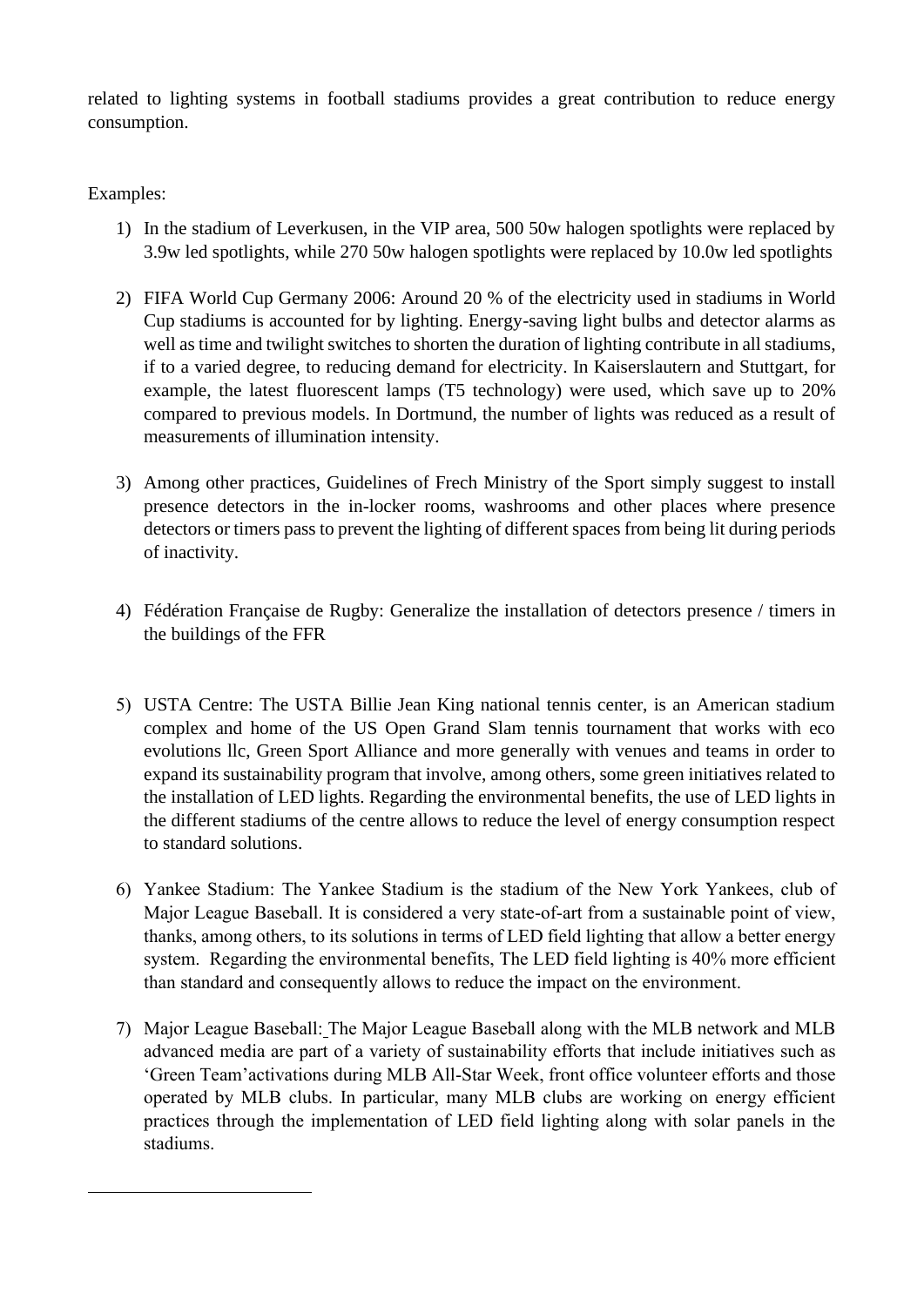related to lighting systems in football stadiums provides a great contribution to reduce energy consumption.

Examples:

1) In the stadium of Leverkusen, in the VIP area, 500 50w halogen spotlights were replaced by 3.9w led spotlights, while 270 50w halogen spotlights were replaced by 10.0w led spotlights

2) FIFA World Cup Germany 2006: Around 20 % of the electricity used in stadiums in World Cup stadiums is accounted for by lighting. Energy-saving light bulbs and detector alarms as well as time and twilight switches to shorten the duration of lighting contribute in all stadiums, if to a varied degree, to reducing demand for electricity. In Kaiserslautern and Stuttgart, for example, the latest fluorescent lamps (T5 technology) were used, which save up to 20% compared to previous models. In Dortmund, the number of lights was reduced as a result of measurements of illumination intensity.

3) Among other practices, Guidelines of Frech Ministry of the Sport simply suggest to install presence detectors in the in-locker rooms, washrooms and other places where presence detectors or timers pass to prevent the lighting of different spaces from being lit during periods of inactivity.

4) Fédération Française de Rugby: Generalize the installation of detectors presence / timers in the buildings of the FFR

5) USTA Centre: The USTA Billie Jean King national tennis center, is an American stadium complex and home of the US Open Grand Slam tennis tournament that works with eco evolutions llc, Green Sport Alliance and more generally with venues and teams in order to expand its sustainability program that involve, among others, some green initiatives related to the installation of LED lights. Regarding the environmental benefits, the use of LED lights in the different stadiums of the centre allows to reduce the level of energy consumption respect to standard solutions.

6) Yankee Stadium: The Yankee Stadium is the stadium of the New York Yankees, club of Major League Baseball. It is considered a very state-of-art from a sustainable point of view, thanks, among others, to its solutions in terms of LED field lighting that allow a better energy system. Regarding the environmental benefits, The LED field lighting is 40% more efficient than standard and consequently allows to reduce the impact on the environment.

7) Major League Baseball: The Major League Baseball along with the MLB network and MLB advanced media are part of a variety of sustainability efforts that include initiatives such as 'Green Team'activations during MLB All-Star Week, front office volunteer efforts and those operated by MLB clubs. In particular, many MLB clubs are working on energy efficient practices through the implementation of LED field lighting along with solar panels in the stadiums.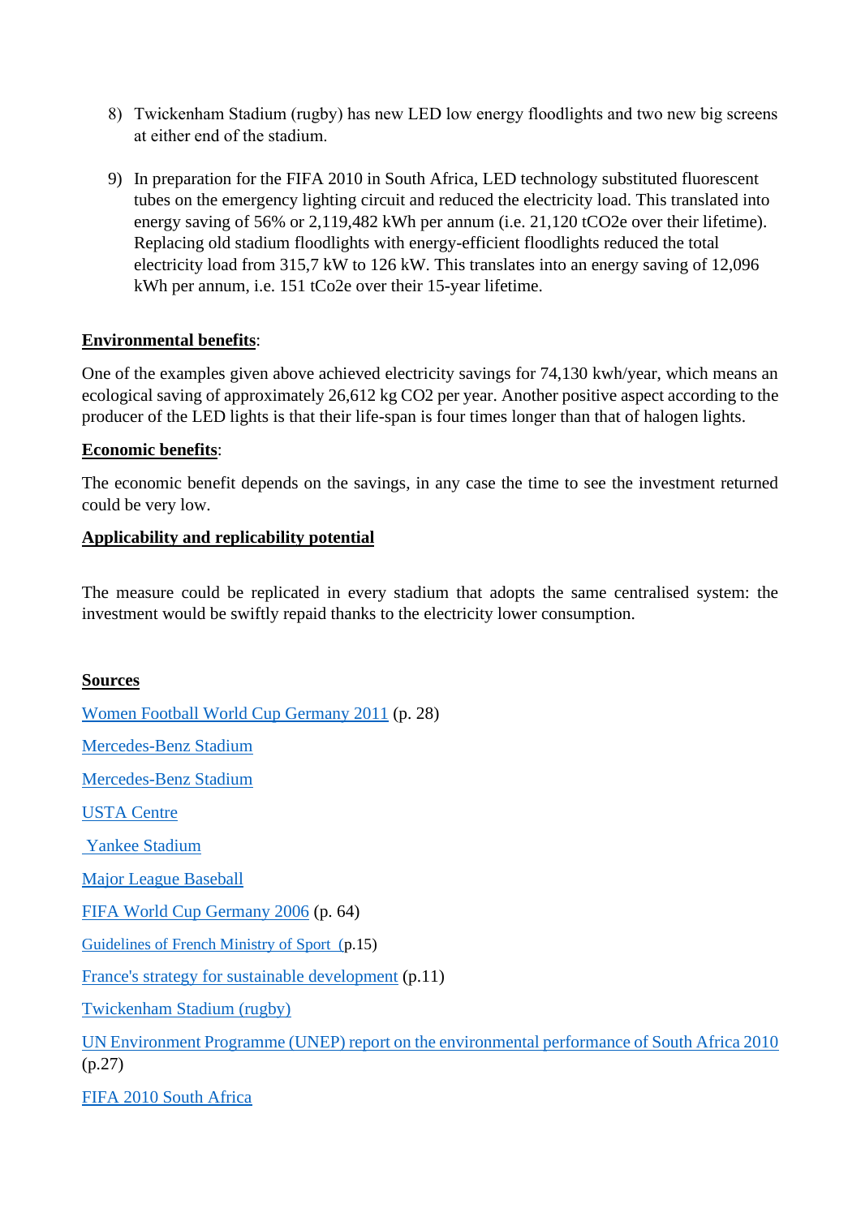8) Twickenham Stadium (rugby) has new LED low energy floodlights and two new big screens at either end of the stadium.

9) In preparation for the FIFA 2010 in South Africa, LED technology substituted fluorescent tubes on the emergency lighting circuit and reduced the electricity load. This translated into energy saving of 56% or 2,119,482 kWh per annum (i.e. 21,120 tCO2e over their lifetime). Replacing old stadium floodlights with energy-efficient floodlights reduced the total electricity load from 315,7 kW to 126 kW. This translates into an energy saving of 12,096 kWh per annum, i.e. 151 tCo2e over their 15-year lifetime.

**Environmental benefits**:

One of the examples given above achieved electricity savings for 74,130 kwh/year, which means an ecological saving of approximately 26,612 kg $CO_2$ per year. Another positive aspect according to the producer of the LED lights is that their life-span is four times longer than that of halogen lights.

**Economic benefits**:

The economic benefit depends on the savings, in any case the time to see the investment returned could be very low.

**Applicability and replicability potential**

The measure could be replicated in every stadium that adopts the same centralised system: the investment would be swiftly repaid thanks to the electricity lower consumption.

**Sources**

Women Football World Cup Germany 2011 (p. 28)

Mercedes-Benz Stadium

Mercedes-Benz Stadium

USTA Centre

Yankee Stadium

Major League Baseball

FIFA World Cup Germany 2006 (p. 64)

Guidelines of French Ministry of Sport (p.15)

France's strategy for sustainable development (p.11)

Twickenham Stadium (rugby)

UN Environment Programme (UNEP) report on the environmental performance of South Africa 2010 (p.27)

FIFA 2010 South Africa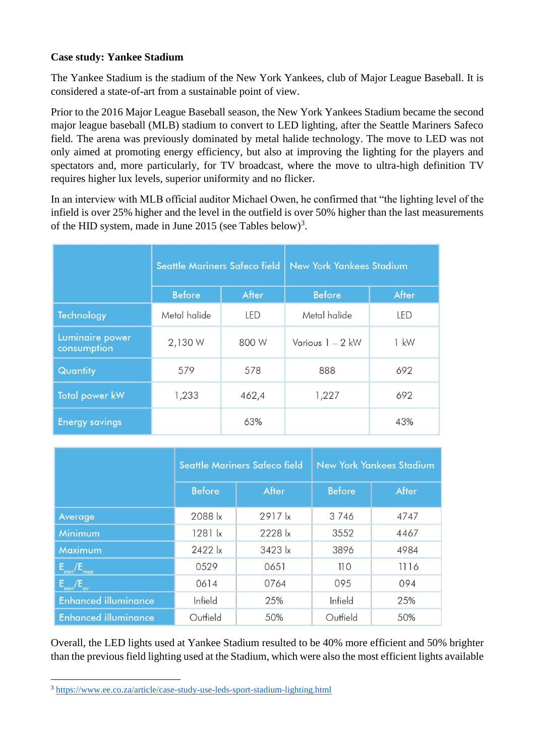**Case study: Yankee Stadium**

The Yankee Stadium is the stadium of the New York Yankees, club of Major League Baseball. It is considered a state-of-art from a sustainable point of view.

Prior to the 2016 Major League Baseball season, the New York Yankees Stadium became the second major league baseball (MLB) stadium to convert to LED lighting, after the Seattle Mariners Safeco field. The arena was previously dominated by metal halide technology. The move to LED was not only aimed at promoting energy efficiency, but also at improving the lighting for the players and spectators and, more particularly, for TV broadcast, where the move to ultra-high definition TV requires higher lux levels, superior uniformity and no flicker.

In an interview with MLB official auditor Michael Owen, he confirmed that "the lighting level of the infield is over 25% higher and the level in the outfield is over 50% higher than the last measurements of the HID system, made in June 2015 (see Tables below)[3].

| | Seattle Mariners Safeco field | | New York Yankees Stadium | |
|---|---|---|---|---|
| | Before | After | Before | After |
| Technology | Metal halide | LED | Metal halide | LED |
| Luminaire power consumption | 2,130 W | 800 W | Various 1 – 2 kW | 1 kW |
| Quantity | 579 | 578 | 888 | 692 |
| Total power kW | 1,233 | 462,4 | 1,227 | 692 |
| Energy savings | | 63% | | 43% |

| | Seattle Mariners Safeco field | | New York Yankees Stadium | |
|---|---|---|---|---|
| | Before | After | Before | After |
| Average | 2088 lx | 2917 lx | 3 746 | 4747 |
| Minimum | 1281 lx | 2228 lx | 3552 | 4467 |
| Maximum | 2422 lx | 3423 lx | 3896 | 4984 |
| $E_{min}/E_{max}$ | 0529 | 0651 | 110 | 1116 |
| $E_{min}/E_{av}$ | 0614 | 0764 | 095 | 094 |
| Enhanced illuminance | Infield | 25% | Infield | 25% |
| Enhanced illuminance | Outfield | 50% | Outfield | 50% |

Overall, the LED lights used at Yankee Stadium resulted to be 40% more efficient and 50% brighter than the previous field lighting used at the Stadium, which were also the most efficient lights available

[3] https://www.ee.co.za/article/case-study-use-leds-sport-stadium-lighting.html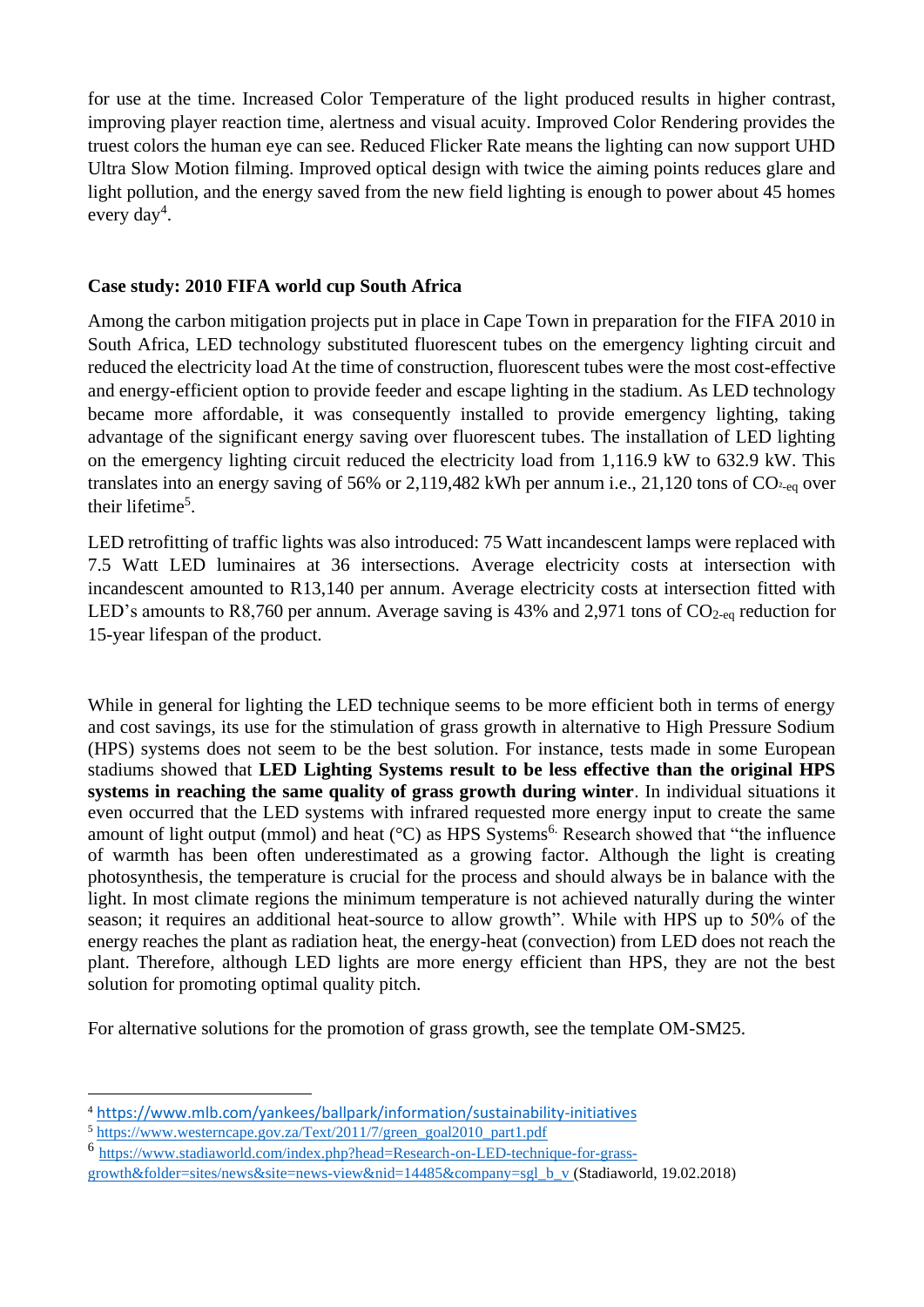for use at the time. Increased Color Temperature of the light produced results in higher contrast, improving player reaction time, alertness and visual acuity. Improved Color Rendering provides the truest colors the human eye can see. Reduced Flicker Rate means the lighting can now support UHD Ultra Slow Motion filming. Improved optical design with twice the aiming points reduces glare and light pollution, and the energy saved from the new field lighting is enough to power about 45 homes every day[4].

**Case study: 2010 FIFA world cup South Africa**

Among the carbon mitigation projects put in place in Cape Town in preparation for the FIFA 2010 in South Africa, LED technology substituted fluorescent tubes on the emergency lighting circuit and reduced the electricity load At the time of construction, fluorescent tubes were the most cost-effective and energy-efficient option to provide feeder and escape lighting in the stadium. As LED technology became more affordable, it was consequently installed to provide emergency lighting, taking advantage of the significant energy saving over fluorescent tubes. The installation of LED lighting on the emergency lighting circuit reduced the electricity load from 1,116.9 kW to 632.9 kW. This translates into an energy saving of 56% or 2,119,482 kWh per annum i.e., 21,120 tons of $CO_{2\text{-eq}}$ over their lifetime[5].

LED retrofitting of traffic lights was also introduced: 75 Watt incandescent lamps were replaced with 7.5 Watt LED luminaires at 36 intersections. Average electricity costs at intersection with incandescent amounted to R13,140 per annum. Average electricity costs at intersection fitted with LED's amounts to R8,760 per annum. Average saving is 43% and 2,971 tons of $CO_{2\text{-eq}}$ reduction for 15-year lifespan of the product.

While in general for lighting the LED technique seems to be more efficient both in terms of energy and cost savings, its use for the stimulation of grass growth in alternative to High Pressure Sodium (HPS) systems does not seem to be the best solution. For instance, tests made in some European stadiums showed that **LED Lighting Systems result to be less effective than the original HPS systems in reaching the same quality of grass growth during winter**. In individual situations it even occurred that the LED systems with infrared requested more energy input to create the same amount of light output (mmol) and heat (°C) as HPS Systems[6]. Research showed that "the influence of warmth has been often underestimated as a growing factor. Although the light is creating photosynthesis, the temperature is crucial for the process and should always be in balance with the light. In most climate regions the minimum temperature is not achieved naturally during the winter season; it requires an additional heat-source to allow growth". While with HPS up to 50% of the energy reaches the plant as radiation heat, the energy-heat (convection) from LED does not reach the plant. Therefore, although LED lights are more energy efficient than HPS, they are not the best solution for promoting optimal quality pitch.

For alternative solutions for the promotion of grass growth, see the template OM-SM25.

---

[4] https://www.mlb.com/yankees/ballpark/information/sustainability-initiatives

[5] https://www.westerncape.gov.za/Text/2011/7/green_goal2010_part1.pdf

[6] https://www.stadiaworld.com/index.php?head=Research-on-LED-technique-for-grass-growth&folder=sites/news&site=news-view&nid=14485&company=sgl_b_v (Stadiaworld, 19.02.2018)